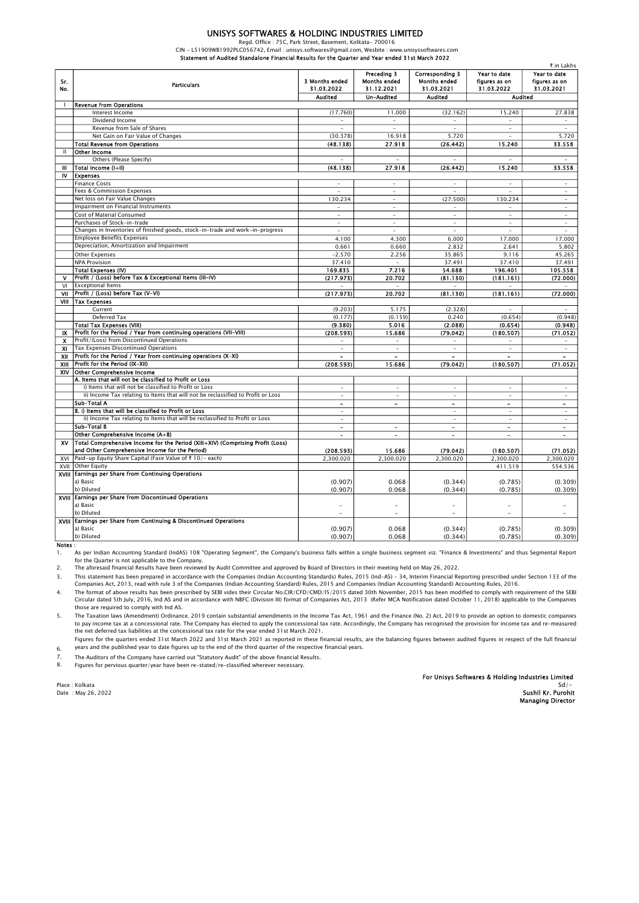# UNISYS SOFTWARES & HOLDING INDUSTRIES LIMITED

Regd. Office : 75C, Park Street, Basement, Kolkata- 700016

CIN - L51909WB1992PLC056742, Email : unisys.softwares@gmail.com, Wesbite : www.unisyssoftwares.com

**Statement of Audited Standalone Financial Results for the Quarter and Year ended 31st March 2022**

₹ in Lakhs

| Sr. No. | Particulars | 3 Months ended 31.03.2022 | Preceding 3 Months ended 31.12.2021 | Corresponding 3 Months ended 31.03.2021 | Year to date figures as on 31.03.2022 | Year to date figures as on 31.03.2021 |
|---|---|---|---|---|---|---|
| | | Audited | Un-Audited | Audited | Audited | |
| I | **Revenue from Operations** | | | | | |
| | Interest Income | (17.760) | 11.000 | (32.162) | 15.240 | 27.838 |
| | Dividend Income | - | - | - | - | - |
| | Revenue from Sale of Shares | - | - | - | - | - |
| | Net Gain on Fair Value of Changes | (30.378) | 16.918 | 5.720 | - | 5.720 |
| | **Total Revenue from Operations** | **(48.138)** | **27.918** | **(26.442)** | **15.240** | **33.558** |
| II | **Other Income** | | | | | |
| | Others (Please Specify) | - | - | - | - | - |
| III | **Total Income (I+II)** | **(48.138)** | **27.918** | **(26.442)** | **15.240** | **33.558** |
| IV | **Expenses** | | | | | |
| | Finance Costs | - | - | - | - | - |
| | Fees & Commission Expenses | - | - | - | - | - |
| | Net loss on Fair Value Changes | 130.234 | - | (27.500) | 130.234 | - |
| | Impairment on Financial Instruments | - | - | - | - | - |
| | Cost of Material Consumed | - | - | - | - | - |
| | Purchases of Stock-in-trade | - | - | - | - | - |
| | Changes in Inventories of finished goods, stock-in-trade and work-in-progress | - | - | - | - | - |
| | Employee Benefits Expenses | 4.100 | 4.300 | 6.000 | 17.000 | 17.000 |
| | Depreciation, Amortization and Impairment | 0.661 | 0.660 | 2.832 | 2.641 | 5.802 |
| | Other Expenses | -2.570 | 2.256 | 35.865 | 9.116 | 45.265 |
| | NPA Provision | 37.410 | - | 37.491 | 37.410 | 37.491 |
| | **Total Expenses (IV)** | **169.835** | **7.216** | **54.688** | **196.401** | **105.558** |
| V | **Profit / (Loss) before Tax & Exceptional Items (III-IV)** | **(217.973)** | **20.702** | **(81.130)** | **(181.161)** | **(72.000)** |
| VI | Exceptional Items | - | - | - | - | - |
| VII | **Profit / (Loss) before Tax (V-VI)** | **(217.973)** | **20.702** | **(81.130)** | **(181.161)** | **(72.000)** |
| VIII | **Tax Expenses** | | | | | |
| | Current | (9.203) | 5.175 | (2.328) | - | - |
| | Deferred Tax | (0.177) | (0.159) | 0.240 | (0.654) | (0.948) |
| | **Total Tax Expenses (VIII)** | **(9.380)** | **5.016** | **(2.088)** | **(0.654)** | **(0.948)** |
| IX | **Profit for the Period / Year from continuing operations (VII-VIII)** | **(208.593)** | **15.686** | **(79.042)** | **(180.507)** | **(71.052)** |
| X | Profit/(Loss) from Discontinued Operations | - | - | - | - | - |
| XI | Tax Expenses Discontinued Operations | - | - | - | - | - |
| XII | **Profit for the Period / Year from continuing operations (X-XI)** | **-** | **-** | **-** | **-** | **-** |
| XIII | **Profit for the Period (IX-XII)** | **(208.593)** | **15.686** | **(79.042)** | **(180.507)** | **(71.052)** |
| XIV | **Other Comprehensive Income** | | | | | |
| | **A. Items that will not be classified to Profit or Loss** | | | | | |
| | i) Items that will not be classified to Profit or Loss | - | - | - | - | - |
| | ii) Income Tax relating to Items that will not be reclassified to Profit or Loss | - | - | - | - | - |
| | **Sub-Total A** | **-** | **-** | **-** | **-** | **-** |
| | **B. i) Items that will be classified to Profit or Loss** | - | | - | - | - |
| | ii) Income Tax relating to Items that will be reclassified to Profit or Loss | - | | - | - | - |
| | **Sub-Total B** | **-** | **-** | **-** | **-** | **-** |
| | **Other Comprehensive Income (A+B)** | **-** | **-** | **-** | **-** | **-** |
| XV | **Total Comprehensive Income for the Period (XIII+XIV) (Comprising Profit (Loss) and Other Comprehensive Income for the Period)** | **(208.593)** | **15.686** | **(79.042)** | **(180.507)** | **(71.052)** |
| XVI | Paid-up Equity Share Capital (Face Value of ₹ 10/- each) | 2,300.020 | 2,300.020 | 2,300.020 | 2,300.020 | 2,300.020 |
| XVII | Other Equity | | | | 411.519 | 554.536 |
| XVIII | **Earnings per Share from Continuing Operations** | | | | | |
| | a) Basic | (0.907) | 0.068 | (0.344) | (0.785) | (0.309) |
| | b) Diluted | (0.907) | 0.068 | (0.344) | (0.785) | (0.309) |
| XVIII | **Earnings per Share from Discontinued Operations** | | | | | |
| | a) Basic | - | - | - | - | - |
| | b) Diluted | - | - | - | - | - |
| XVIII | **Earnings per Share from Continuing & Discontinued Operations** | | | | | |
| | a) Basic | (0.907) | 0.068 | (0.344) | (0.785) | (0.309) |
| | b) Diluted | (0.907) | 0.068 | (0.344) | (0.785) | (0.309) |

**Notes :**

1. As per Indian Accounting Standard (IndAS) 108 "Operating Segment", the Company's business falls within a single business segment viz. "Finance & Investments" and thus Segmental Report for the Quarter is not applicable to the Company.
2. The aforesaid financial Results have been reviewed by Audit Committee and approved by Board of Directors in their meeting held on May 26, 2022.
3. This statement has been prepared in accordance with the Companies (Indian Accounting Standards) Rules, 2015 (Ind-AS) - 34, Interim Financial Reporting prescribed under Section 133 of the Companies Act, 2013, read with rule 3 of the Companies (Indian Accounting Standard) Rules, 2015 and Companies (Indian Accounting Standard) Accounting Rules, 2016.
4. The format of above results has been prescribed by SEBI vides their Circular No.CIR/CFD/CMD/15/2015 dated 30th November, 2015 has been modified to comply with requirement of the SEBI Circular dated 5th July, 2016, Ind AS and in accordance with NBFC (Division III) format of Companies Act, 2013 (Refer MCA Notification dated October 11, 2018) applicable to the Companies those are required to comply with Ind AS.
5. The Taxation laws (Amendment) Ordinance. 2019 contain substantial amendments in the Income Tax Act, 1961 and the Finance (No. 2) Act, 2019 to provide an option to domestic companies to pay income tax at a concessional rate. The Company has elected to apply the concessional tax rate. Accordingly, the Company has recognised the provision for income tax and re-measured the net deferred tax liabilities at the concessional tax rate for the year ended 31st March 2021.
6. Figures for the quarters ended 31st March 2022 and 31st March 2021 as reported in these financial results, are the balancing figures between audited figures in respect of the full financial years and the published year to date figures up to the end of the third quarter of the respective financial years.
7. The Auditors of the Company have carried out "Statutory Audit" of the above financial Results.
8. Figures for pervious quarter/year have been re-stated/re-classified wherever necessary.

**For Unisys Softwares & Holding Industries Limited**

Sd/-

**Sushil Kr. Purohit**

**Managing Director**

Place : Kolkata

Date : May 26, 2022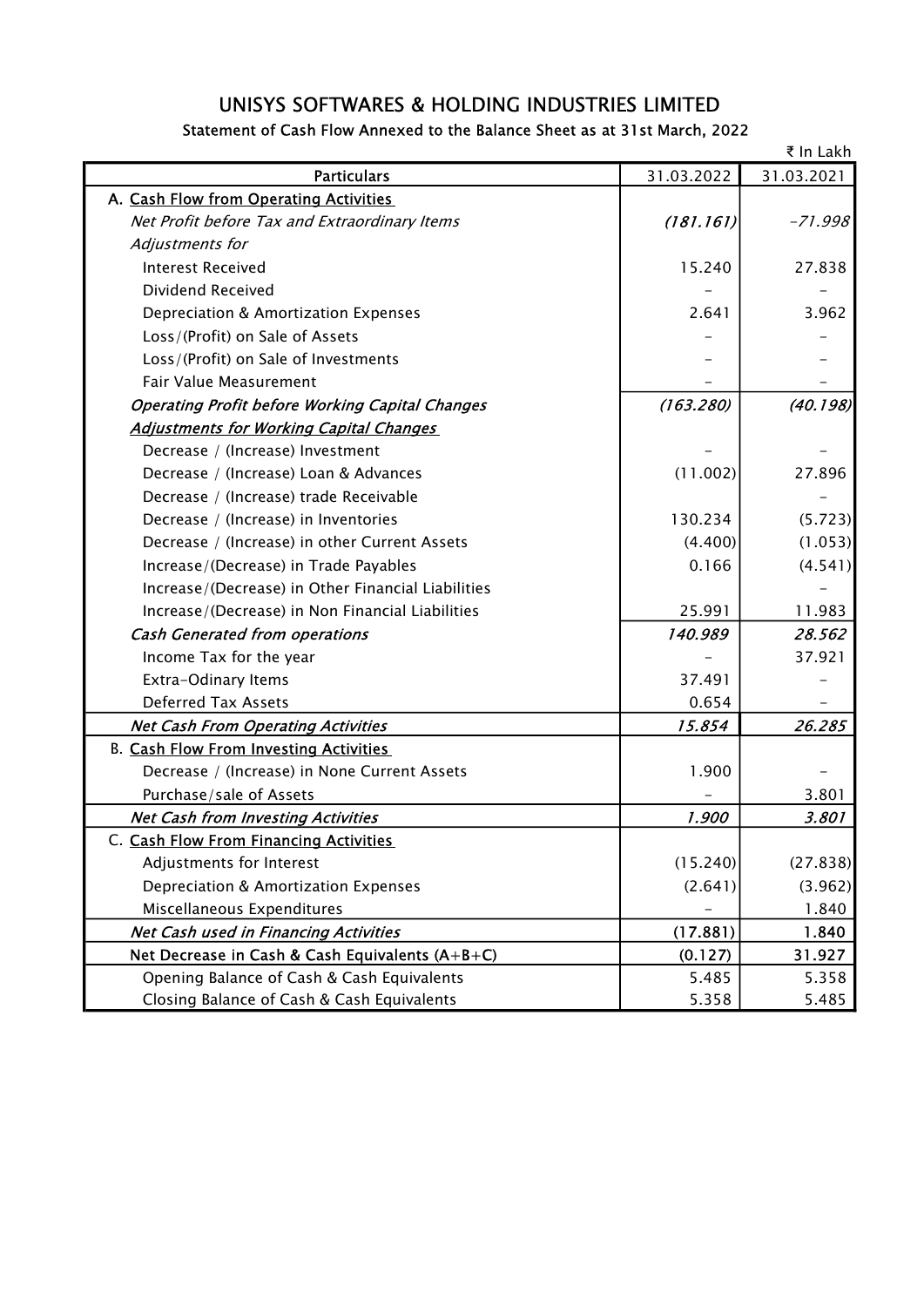# UNISYS SOFTWARES & HOLDING INDUSTRIES LIMITED

## Statement of Cash Flow Annexed to the Balance Sheet as at 31st March, 2022

₹ In Lakh

| Particulars | 31.03.2022 | 31.03.2021 |
|---|---|---|
| A. Cash Flow from Operating Activities | | |
| *Net Profit before Tax and Extraordinary Items* | *(181.161)* | *-71.998* |
| *Adjustments for* | | |
| Interest Received | 15.240 | 27.838 |
| Dividend Received | - | - |
| Depreciation & Amortization Expenses | 2.641 | 3.962 |
| Loss/(Profit) on Sale of Assets | - | - |
| Loss/(Profit) on Sale of Investments | - | - |
| Fair Value Measurement | - | - |
| *Operating Profit before Working Capital Changes* | *(163.280)* | *(40.198)* |
| *Adjustments for Working Capital Changes* | | |
| Decrease / (Increase) Investment | - | - |
| Decrease / (Increase) Loan & Advances | (11.002) | 27.896 |
| Decrease / (Increase) trade Receivable | | - |
| Decrease / (Increase) in Inventories | 130.234 | (5.723) |
| Decrease / (Increase) in other Current Assets | (4.400) | (1.053) |
| Increase/(Decrease) in Trade Payables | 0.166 | (4.541) |
| Increase/(Decrease) in Other Financial Liabilities | | - |
| Increase/(Decrease) in Non Financial Liabilities | 25.991 | 11.983 |
| *Cash Generated from operations* | *140.989* | *28.562* |
| Income Tax for the year | - | 37.921 |
| Extra-Odinary Items | 37.491 | - |
| Deferred Tax Assets | 0.654 | - |
| *Net Cash From Operating Activities* | *15.854* | *26.285* |
| B. Cash Flow From Investing Activities | | |
| Decrease / (Increase) in None Current Assets | 1.900 | - |
| Purchase/sale of Assets | - | 3.801 |
| *Net Cash from Investing Activities* | *1.900* | *3.801* |
| C. Cash Flow From Financing Activities | | |
| Adjustments for Interest | (15.240) | (27.838) |
| Depreciation & Amortization Expenses | (2.641) | (3.962) |
| Miscellaneous Expenditures | - | 1.840 |
| *Net Cash used in Financing Activities* | (17.881) | 1.840 |
| Net Decrease in Cash & Cash Equivalents (A+B+C) | (0.127) | 31.927 |
| Opening Balance of Cash & Cash Equivalents | 5.485 | 5.358 |
| Closing Balance of Cash & Cash Equivalents | 5.358 | 5.485 |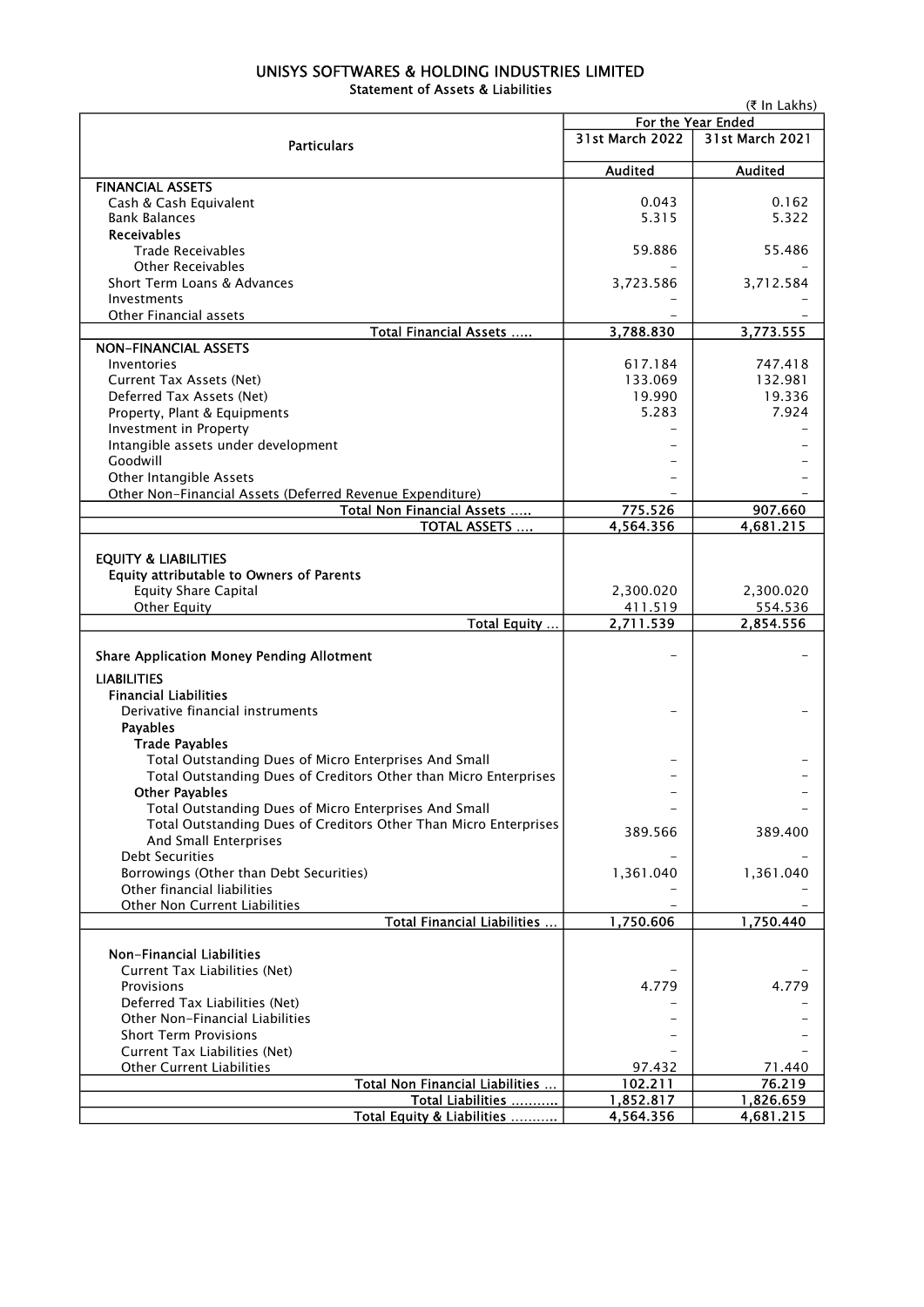# UNISYS SOFTWARES & HOLDING INDUSTRIES LIMITED

## Statement of Assets & Liabilities

(₹ In Lakhs)

| Particulars | For the Year Ended | |
|---|---|---|
| | 31st March 2022 | 31st March 2021 |
| | Audited | Audited |
| **FINANCIAL ASSETS** | | |
| Cash & Cash Equivalent | 0.043 | 0.162 |
| Bank Balances | 5.315 | 5.322 |
| **Receivables** | | |
| Trade Receivables | 59.886 | 55.486 |
| Other Receivables | - | - |
| Short Term Loans & Advances | 3,723.586 | 3,712.584 |
| Investments | - | - |
| Other Financial assets | - | - |
| Total Financial Assets ..... | 3,788.830 | 3,773.555 |
| **NON-FINANCIAL ASSETS** | | |
| Inventories | 617.184 | 747.418 |
| Current Tax Assets (Net) | 133.069 | 132.981 |
| Deferred Tax Assets (Net) | 19.990 | 19.336 |
| Property, Plant & Equipments | 5.283 | 7.924 |
| Investment in Property | - | - |
| Intangible assets under development | - | - |
| Goodwill | - | - |
| Other Intangible Assets | - | - |
| Other Non-Financial Assets (Deferred Revenue Expenditure) | - | - |
| Total Non Financial Assets ..... | 775.526 | 907.660 |
| TOTAL ASSETS .... | 4,564.356 | 4,681.215 |
| | | |
| **EQUITY & LIABILITIES** | | |
| **Equity attributable to Owners of Parents** | | |
| Equity Share Capital | 2,300.020 | 2,300.020 |
| Other Equity | 411.519 | 554.536 |
| Total Equity ... | 2,711.539 | 2,854.556 |
| | | |
| **Share Application Money Pending Allotment** | - | - |
| **LIABILITIES** | | |
| **Financial Liabilities** | | |
| Derivative financial instruments | - | - |
| **Payables** | | |
| **Trade Payables** | | |
| Total Outstanding Dues of Micro Enterprises And Small | - | - |
| Total Outstanding Dues of Creditors Other than Micro Enterprises | - | - |
| **Other Payables** | - | - |
| Total Outstanding Dues of Micro Enterprises And Small | - | - |
| Total Outstanding Dues of Creditors Other Than Micro Enterprises And Small Enterprises | 389.566 | 389.400 |
| Debt Securities | - | - |
| Borrowings (Other than Debt Securities) | 1,361.040 | 1,361.040 |
| Other financial liabilities | - | - |
| Other Non Current Liabilities | - | - |
| Total Financial Liabilities ... | 1,750.606 | 1,750.440 |
| | | |
| **Non-Financial Liabilities** | | |
| Current Tax Liabilities (Net) | - | - |
| Provisions | 4.779 | 4.779 |
| Deferred Tax Liabilities (Net) | - | - |
| Other Non-Financial Liabilities | - | - |
| Short Term Provisions | - | - |
| Current Tax Liabilities (Net) | - | - |
| Other Current Liabilities | 97.432 | 71.440 |
| Total Non Financial Liabilities ... | 102.211 | 76.219 |
| Total Liabilities ........... | 1,852.817 | 1,826.659 |
| Total Equity & Liabilities ........... | 4,564.356 | 4,681.215 |